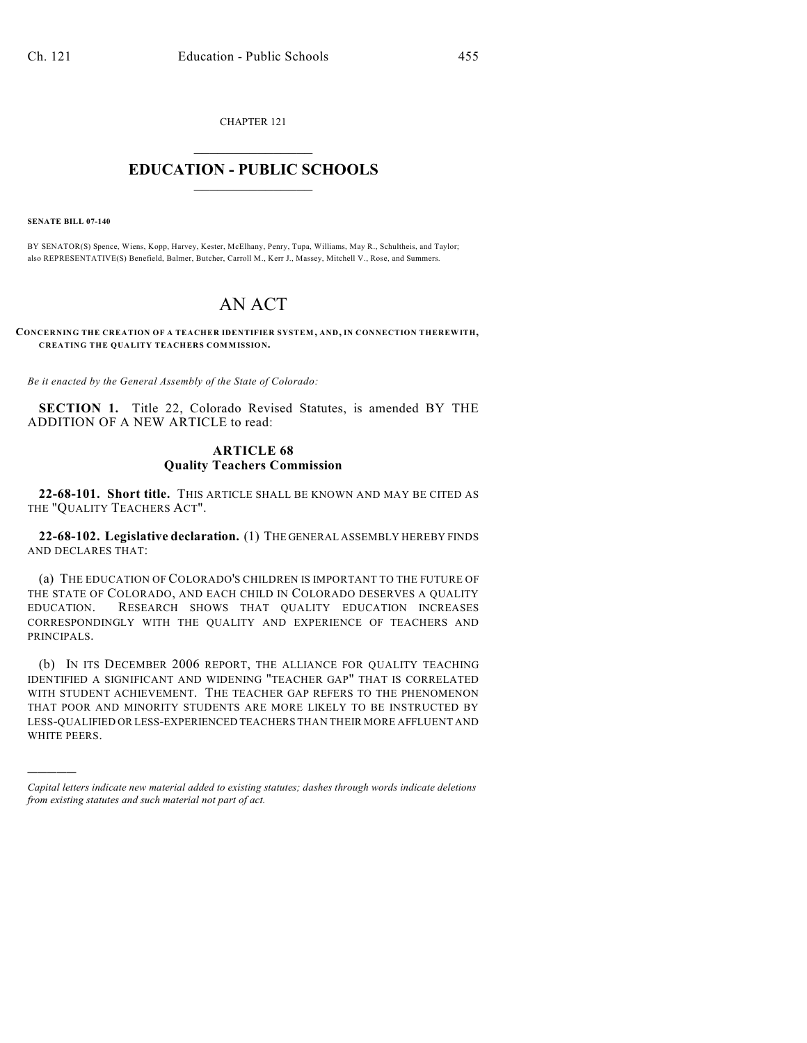CHAPTER 121

# EDUCATION - PUBLIC SCHOOLS

**SENATE BILL 07-140**

BY SENATOR(S) Spence, Wiens, Kopp, Harvey, Kester, McElhany, Penry, Tupa, Williams, May R., Schultheis, and Taylor; also REPRESENTATIVE(S) Benefield, Balmer, Butcher, Carroll M., Kerr J., Massey, Mitchell V., Rose, and Summers.

# AN ACT

**CONCERNING THE CREATION OF A TEACHER IDENTIFIER SYSTEM, AND, IN CONNECTION THEREWITH, CREATING THE QUALITY TEACHERS COMMISSION.**

*Be it enacted by the General Assembly of the State of Colorado:*

**SECTION 1.** Title 22, Colorado Revised Statutes, is amended BY THE ADDITION OF A NEW ARTICLE to read:

## ARTICLE 68
## Quality Teachers Commission

**22-68-101. Short title.** THIS ARTICLE SHALL BE KNOWN AND MAY BE CITED AS THE "QUALITY TEACHERS ACT".

**22-68-102. Legislative declaration.** (1) THE GENERAL ASSEMBLY HEREBY FINDS AND DECLARES THAT:

(a) THE EDUCATION OF COLORADO'S CHILDREN IS IMPORTANT TO THE FUTURE OF THE STATE OF COLORADO, AND EACH CHILD IN COLORADO DESERVES A QUALITY EDUCATION. RESEARCH SHOWS THAT QUALITY EDUCATION INCREASES CORRESPONDINGLY WITH THE QUALITY AND EXPERIENCE OF TEACHERS AND PRINCIPALS.

(b) IN ITS DECEMBER 2006 REPORT, THE ALLIANCE FOR QUALITY TEACHING IDENTIFIED A SIGNIFICANT AND WIDENING "TEACHER GAP" THAT IS CORRELATED WITH STUDENT ACHIEVEMENT. THE TEACHER GAP REFERS TO THE PHENOMENON THAT POOR AND MINORITY STUDENTS ARE MORE LIKELY TO BE INSTRUCTED BY LESS-QUALIFIED OR LESS-EXPERIENCED TEACHERS THAN THEIR MORE AFFLUENT AND WHITE PEERS.

---

*Capital letters indicate new material added to existing statutes; dashes through words indicate deletions from existing statutes and such material not part of act.*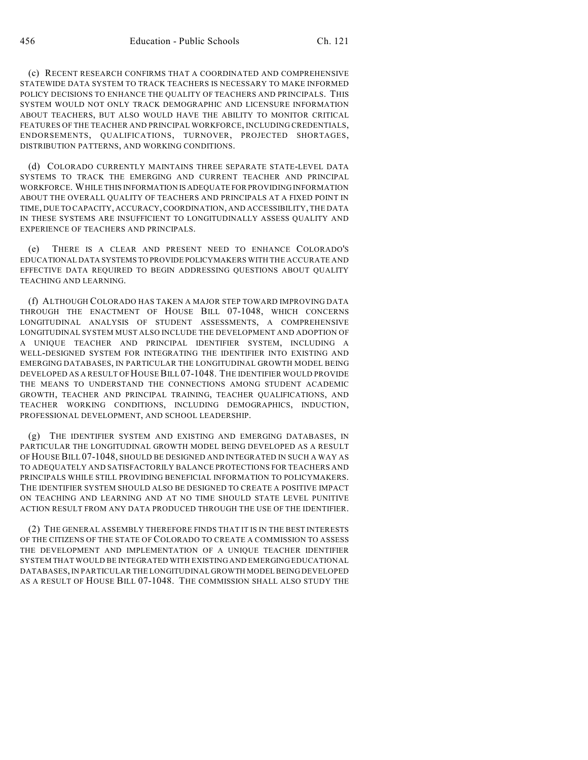(c) RECENT RESEARCH CONFIRMS THAT A COORDINATED AND COMPREHENSIVE STATEWIDE DATA SYSTEM TO TRACK TEACHERS IS NECESSARY TO MAKE INFORMED POLICY DECISIONS TO ENHANCE THE QUALITY OF TEACHERS AND PRINCIPALS. THIS SYSTEM WOULD NOT ONLY TRACK DEMOGRAPHIC AND LICENSURE INFORMATION ABOUT TEACHERS, BUT ALSO WOULD HAVE THE ABILITY TO MONITOR CRITICAL FEATURES OF THE TEACHER AND PRINCIPAL WORKFORCE, INCLUDING CREDENTIALS, ENDORSEMENTS, QUALIFICATIONS, TURNOVER, PROJECTED SHORTAGES, DISTRIBUTION PATTERNS, AND WORKING CONDITIONS.

(d) COLORADO CURRENTLY MAINTAINS THREE SEPARATE STATE-LEVEL DATA SYSTEMS TO TRACK THE EMERGING AND CURRENT TEACHER AND PRINCIPAL WORKFORCE. WHILE THIS INFORMATION IS ADEQUATE FOR PROVIDING INFORMATION ABOUT THE OVERALL QUALITY OF TEACHERS AND PRINCIPALS AT A FIXED POINT IN TIME, DUE TO CAPACITY, ACCURACY, COORDINATION, AND ACCESSIBILITY, THE DATA IN THESE SYSTEMS ARE INSUFFICIENT TO LONGITUDINALLY ASSESS QUALITY AND EXPERIENCE OF TEACHERS AND PRINCIPALS.

(e) THERE IS A CLEAR AND PRESENT NEED TO ENHANCE COLORADO'S EDUCATIONAL DATA SYSTEMS TO PROVIDE POLICYMAKERS WITH THE ACCURATE AND EFFECTIVE DATA REQUIRED TO BEGIN ADDRESSING QUESTIONS ABOUT QUALITY TEACHING AND LEARNING.

(f) ALTHOUGH COLORADO HAS TAKEN A MAJOR STEP TOWARD IMPROVING DATA THROUGH THE ENACTMENT OF HOUSE BILL 07-1048, WHICH CONCERNS LONGITUDINAL ANALYSIS OF STUDENT ASSESSMENTS, A COMPREHENSIVE LONGITUDINAL SYSTEM MUST ALSO INCLUDE THE DEVELOPMENT AND ADOPTION OF A UNIQUE TEACHER AND PRINCIPAL IDENTIFIER SYSTEM, INCLUDING A WELL-DESIGNED SYSTEM FOR INTEGRATING THE IDENTIFIER INTO EXISTING AND EMERGING DATABASES, IN PARTICULAR THE LONGITUDINAL GROWTH MODEL BEING DEVELOPED AS A RESULT OF HOUSE BILL 07-1048. THE IDENTIFIER WOULD PROVIDE THE MEANS TO UNDERSTAND THE CONNECTIONS AMONG STUDENT ACADEMIC GROWTH, TEACHER AND PRINCIPAL TRAINING, TEACHER QUALIFICATIONS, AND TEACHER WORKING CONDITIONS, INCLUDING DEMOGRAPHICS, INDUCTION, PROFESSIONAL DEVELOPMENT, AND SCHOOL LEADERSHIP.

(g) THE IDENTIFIER SYSTEM AND EXISTING AND EMERGING DATABASES, IN PARTICULAR THE LONGITUDINAL GROWTH MODEL BEING DEVELOPED AS A RESULT OF HOUSE BILL 07-1048, SHOULD BE DESIGNED AND INTEGRATED IN SUCH A WAY AS TO ADEQUATELY AND SATISFACTORILY BALANCE PROTECTIONS FOR TEACHERS AND PRINCIPALS WHILE STILL PROVIDING BENEFICIAL INFORMATION TO POLICYMAKERS. THE IDENTIFIER SYSTEM SHOULD ALSO BE DESIGNED TO CREATE A POSITIVE IMPACT ON TEACHING AND LEARNING AND AT NO TIME SHOULD STATE LEVEL PUNITIVE ACTION RESULT FROM ANY DATA PRODUCED THROUGH THE USE OF THE IDENTIFIER.

(2) THE GENERAL ASSEMBLY THEREFORE FINDS THAT IT IS IN THE BEST INTERESTS OF THE CITIZENS OF THE STATE OF COLORADO TO CREATE A COMMISSION TO ASSESS THE DEVELOPMENT AND IMPLEMENTATION OF A UNIQUE TEACHER IDENTIFIER SYSTEM THAT WOULD BE INTEGRATED WITH EXISTING AND EMERGING EDUCATIONAL DATABASES, IN PARTICULAR THE LONGITUDINAL GROWTH MODEL BEING DEVELOPED AS A RESULT OF HOUSE BILL 07-1048. THE COMMISSION SHALL ALSO STUDY THE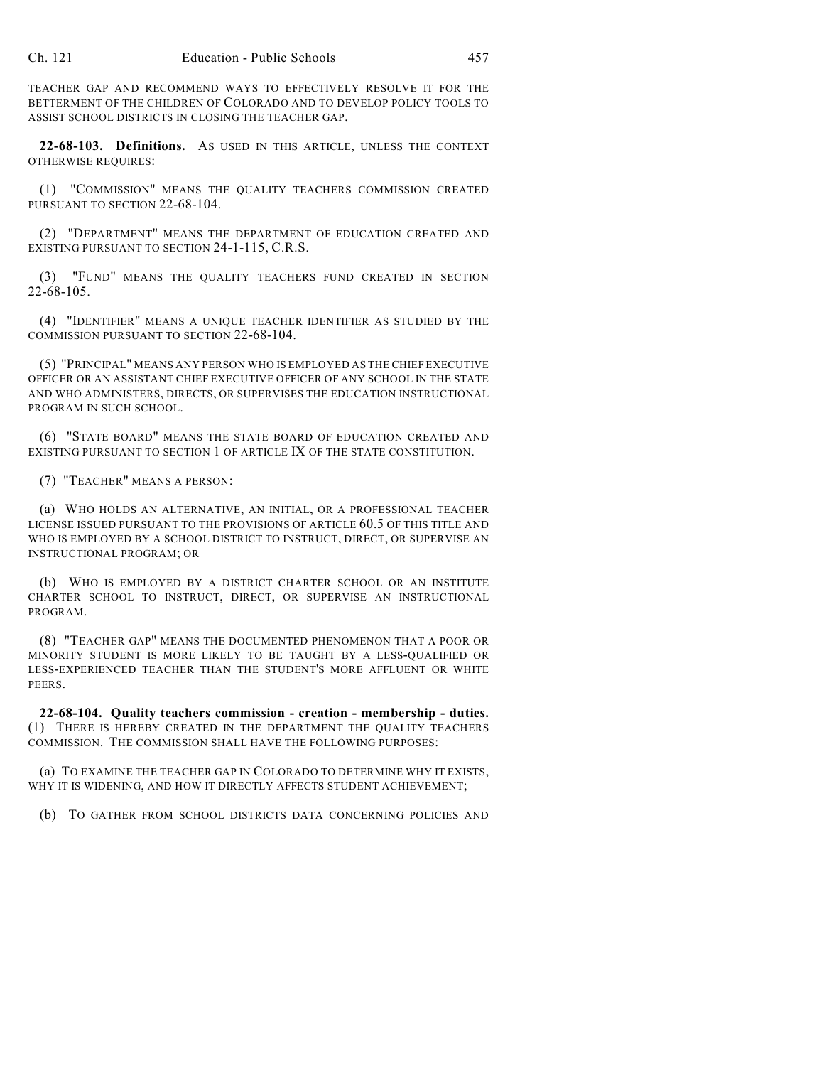TEACHER GAP AND RECOMMEND WAYS TO EFFECTIVELY RESOLVE IT FOR THE BETTERMENT OF THE CHILDREN OF COLORADO AND TO DEVELOP POLICY TOOLS TO ASSIST SCHOOL DISTRICTS IN CLOSING THE TEACHER GAP.

**22-68-103. Definitions.** AS USED IN THIS ARTICLE, UNLESS THE CONTEXT OTHERWISE REQUIRES:

(1) "COMMISSION" MEANS THE QUALITY TEACHERS COMMISSION CREATED PURSUANT TO SECTION 22-68-104.

(2) "DEPARTMENT" MEANS THE DEPARTMENT OF EDUCATION CREATED AND EXISTING PURSUANT TO SECTION 24-1-115, C.R.S.

(3) "FUND" MEANS THE QUALITY TEACHERS FUND CREATED IN SECTION 22-68-105.

(4) "IDENTIFIER" MEANS A UNIQUE TEACHER IDENTIFIER AS STUDIED BY THE COMMISSION PURSUANT TO SECTION 22-68-104.

(5) "PRINCIPAL" MEANS ANY PERSON WHO IS EMPLOYED AS THE CHIEF EXECUTIVE OFFICER OR AN ASSISTANT CHIEF EXECUTIVE OFFICER OF ANY SCHOOL IN THE STATE AND WHO ADMINISTERS, DIRECTS, OR SUPERVISES THE EDUCATION INSTRUCTIONAL PROGRAM IN SUCH SCHOOL.

(6) "STATE BOARD" MEANS THE STATE BOARD OF EDUCATION CREATED AND EXISTING PURSUANT TO SECTION 1 OF ARTICLE IX OF THE STATE CONSTITUTION.

(7) "TEACHER" MEANS A PERSON:

(a) WHO HOLDS AN ALTERNATIVE, AN INITIAL, OR A PROFESSIONAL TEACHER LICENSE ISSUED PURSUANT TO THE PROVISIONS OF ARTICLE 60.5 OF THIS TITLE AND WHO IS EMPLOYED BY A SCHOOL DISTRICT TO INSTRUCT, DIRECT, OR SUPERVISE AN INSTRUCTIONAL PROGRAM; OR

(b) WHO IS EMPLOYED BY A DISTRICT CHARTER SCHOOL OR AN INSTITUTE CHARTER SCHOOL TO INSTRUCT, DIRECT, OR SUPERVISE AN INSTRUCTIONAL PROGRAM.

(8) "TEACHER GAP" MEANS THE DOCUMENTED PHENOMENON THAT A POOR OR MINORITY STUDENT IS MORE LIKELY TO BE TAUGHT BY A LESS-QUALIFIED OR LESS-EXPERIENCED TEACHER THAN THE STUDENT'S MORE AFFLUENT OR WHITE PEERS.

**22-68-104. Quality teachers commission - creation - membership - duties.** (1) THERE IS HEREBY CREATED IN THE DEPARTMENT THE QUALITY TEACHERS COMMISSION. THE COMMISSION SHALL HAVE THE FOLLOWING PURPOSES:

(a) TO EXAMINE THE TEACHER GAP IN COLORADO TO DETERMINE WHY IT EXISTS, WHY IT IS WIDENING, AND HOW IT DIRECTLY AFFECTS STUDENT ACHIEVEMENT;

(b) TO GATHER FROM SCHOOL DISTRICTS DATA CONCERNING POLICIES AND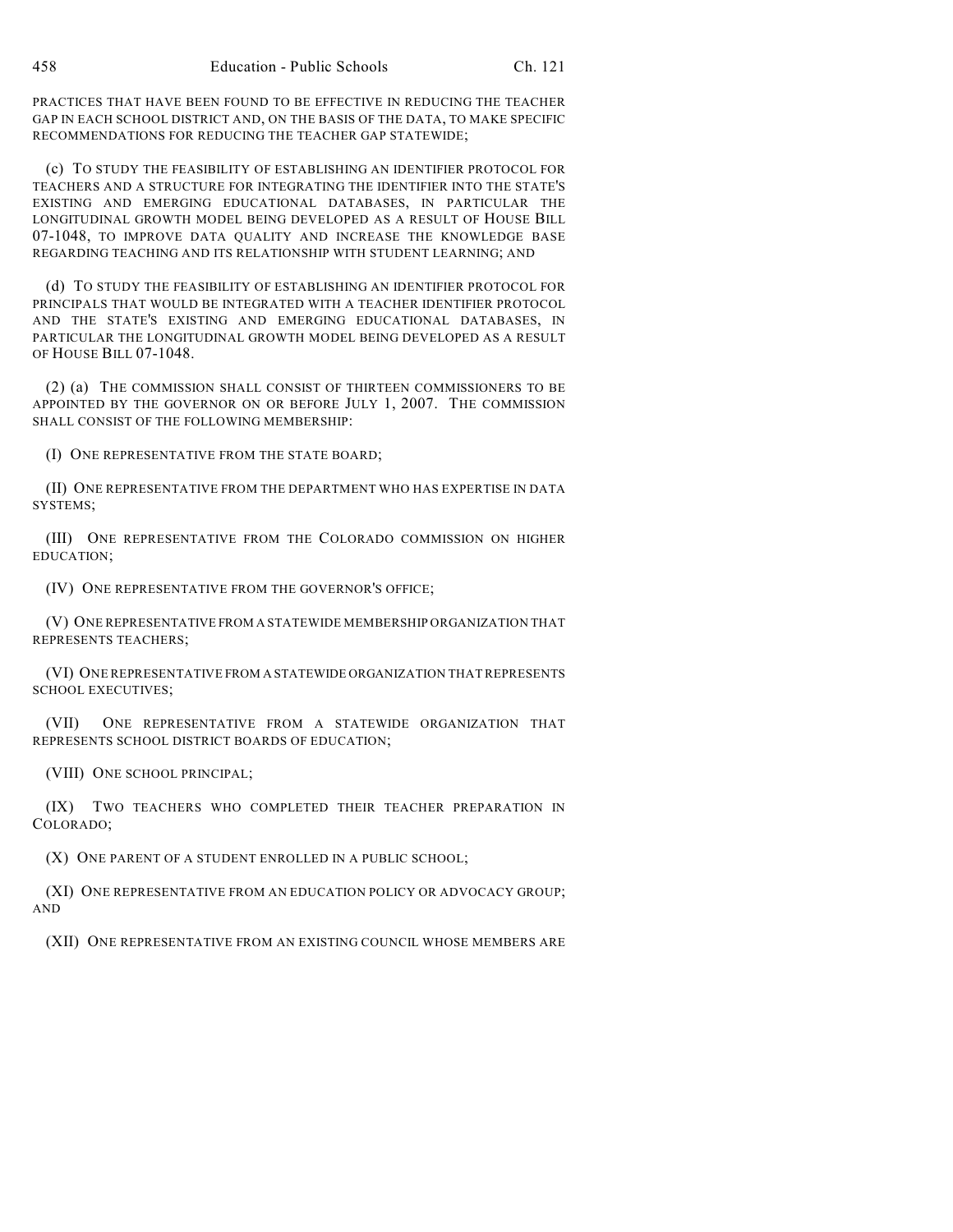PRACTICES THAT HAVE BEEN FOUND TO BE EFFECTIVE IN REDUCING THE TEACHER GAP IN EACH SCHOOL DISTRICT AND, ON THE BASIS OF THE DATA, TO MAKE SPECIFIC RECOMMENDATIONS FOR REDUCING THE TEACHER GAP STATEWIDE;

(c) TO STUDY THE FEASIBILITY OF ESTABLISHING AN IDENTIFIER PROTOCOL FOR TEACHERS AND A STRUCTURE FOR INTEGRATING THE IDENTIFIER INTO THE STATE'S EXISTING AND EMERGING EDUCATIONAL DATABASES, IN PARTICULAR THE LONGITUDINAL GROWTH MODEL BEING DEVELOPED AS A RESULT OF HOUSE BILL 07-1048, TO IMPROVE DATA QUALITY AND INCREASE THE KNOWLEDGE BASE REGARDING TEACHING AND ITS RELATIONSHIP WITH STUDENT LEARNING; AND

(d) TO STUDY THE FEASIBILITY OF ESTABLISHING AN IDENTIFIER PROTOCOL FOR PRINCIPALS THAT WOULD BE INTEGRATED WITH A TEACHER IDENTIFIER PROTOCOL AND THE STATE'S EXISTING AND EMERGING EDUCATIONAL DATABASES, IN PARTICULAR THE LONGITUDINAL GROWTH MODEL BEING DEVELOPED AS A RESULT OF HOUSE BILL 07-1048.

(2) (a) THE COMMISSION SHALL CONSIST OF THIRTEEN COMMISSIONERS TO BE APPOINTED BY THE GOVERNOR ON OR BEFORE JULY 1, 2007. THE COMMISSION SHALL CONSIST OF THE FOLLOWING MEMBERSHIP:

(I) ONE REPRESENTATIVE FROM THE STATE BOARD;

(II) ONE REPRESENTATIVE FROM THE DEPARTMENT WHO HAS EXPERTISE IN DATA SYSTEMS;

(III) ONE REPRESENTATIVE FROM THE COLORADO COMMISSION ON HIGHER EDUCATION;

(IV) ONE REPRESENTATIVE FROM THE GOVERNOR'S OFFICE;

(V) ONE REPRESENTATIVE FROM A STATEWIDE MEMBERSHIP ORGANIZATION THAT REPRESENTS TEACHERS;

(VI) ONE REPRESENTATIVE FROM A STATEWIDE ORGANIZATION THAT REPRESENTS SCHOOL EXECUTIVES;

(VII) ONE REPRESENTATIVE FROM A STATEWIDE ORGANIZATION THAT REPRESENTS SCHOOL DISTRICT BOARDS OF EDUCATION;

(VIII) ONE SCHOOL PRINCIPAL;

(IX) TWO TEACHERS WHO COMPLETED THEIR TEACHER PREPARATION IN COLORADO;

(X) ONE PARENT OF A STUDENT ENROLLED IN A PUBLIC SCHOOL;

(XI) ONE REPRESENTATIVE FROM AN EDUCATION POLICY OR ADVOCACY GROUP; AND

(XII) ONE REPRESENTATIVE FROM AN EXISTING COUNCIL WHOSE MEMBERS ARE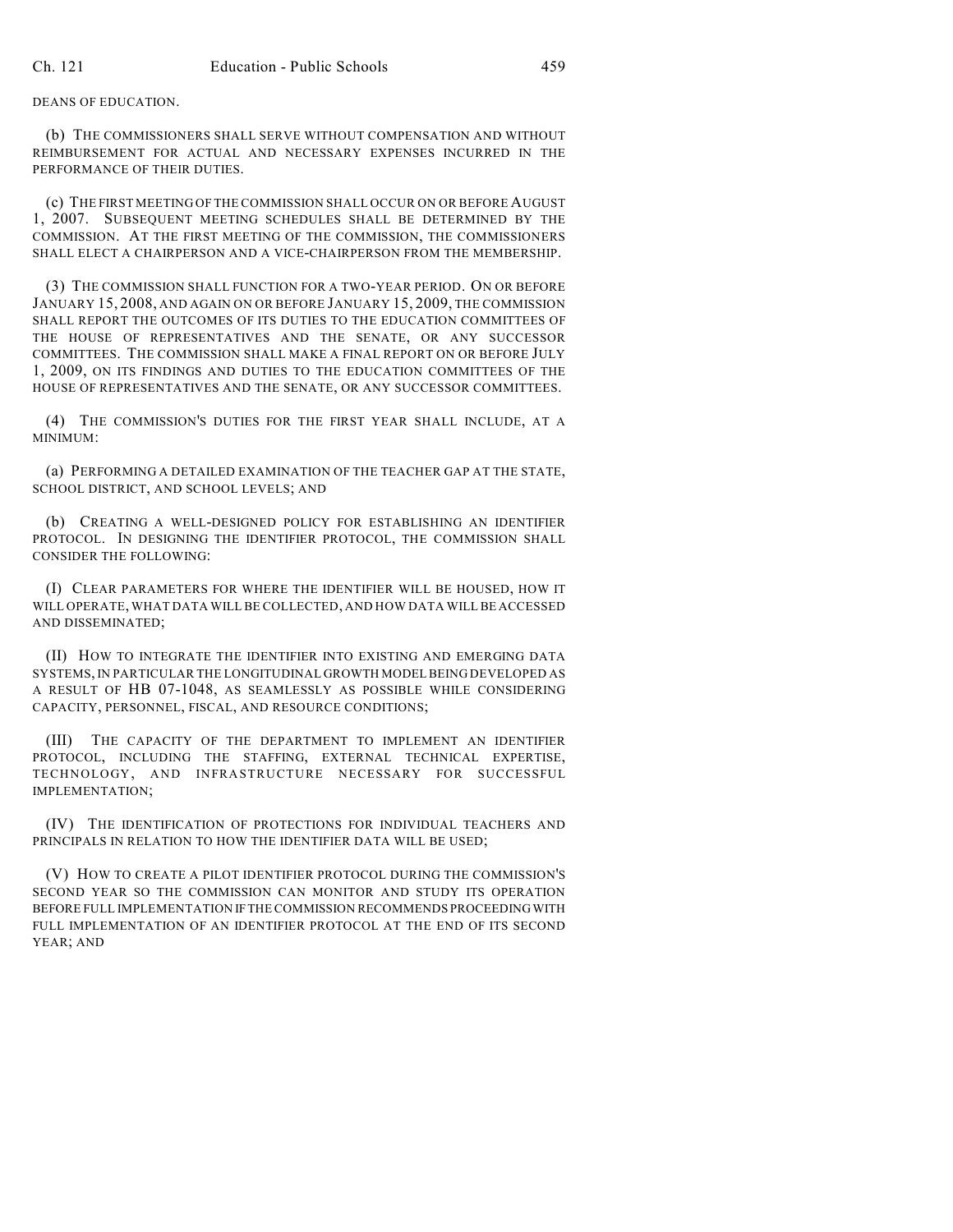DEANS OF EDUCATION.

(b) THE COMMISSIONERS SHALL SERVE WITHOUT COMPENSATION AND WITHOUT REIMBURSEMENT FOR ACTUAL AND NECESSARY EXPENSES INCURRED IN THE PERFORMANCE OF THEIR DUTIES.

(c) THE FIRST MEETING OF THE COMMISSION SHALL OCCUR ON OR BEFORE AUGUST 1, 2007. SUBSEQUENT MEETING SCHEDULES SHALL BE DETERMINED BY THE COMMISSION. AT THE FIRST MEETING OF THE COMMISSION, THE COMMISSIONERS SHALL ELECT A CHAIRPERSON AND A VICE-CHAIRPERSON FROM THE MEMBERSHIP.

(3) THE COMMISSION SHALL FUNCTION FOR A TWO-YEAR PERIOD. ON OR BEFORE JANUARY 15, 2008, AND AGAIN ON OR BEFORE JANUARY 15, 2009, THE COMMISSION SHALL REPORT THE OUTCOMES OF ITS DUTIES TO THE EDUCATION COMMITTEES OF THE HOUSE OF REPRESENTATIVES AND THE SENATE, OR ANY SUCCESSOR COMMITTEES. THE COMMISSION SHALL MAKE A FINAL REPORT ON OR BEFORE JULY 1, 2009, ON ITS FINDINGS AND DUTIES TO THE EDUCATION COMMITTEES OF THE HOUSE OF REPRESENTATIVES AND THE SENATE, OR ANY SUCCESSOR COMMITTEES.

(4) THE COMMISSION'S DUTIES FOR THE FIRST YEAR SHALL INCLUDE, AT A MINIMUM:

(a) PERFORMING A DETAILED EXAMINATION OF THE TEACHER GAP AT THE STATE, SCHOOL DISTRICT, AND SCHOOL LEVELS; AND

(b) CREATING A WELL-DESIGNED POLICY FOR ESTABLISHING AN IDENTIFIER PROTOCOL. IN DESIGNING THE IDENTIFIER PROTOCOL, THE COMMISSION SHALL CONSIDER THE FOLLOWING:

(I) CLEAR PARAMETERS FOR WHERE THE IDENTIFIER WILL BE HOUSED, HOW IT WILL OPERATE, WHAT DATA WILL BE COLLECTED, AND HOW DATA WILL BE ACCESSED AND DISSEMINATED;

(II) HOW TO INTEGRATE THE IDENTIFIER INTO EXISTING AND EMERGING DATA SYSTEMS, IN PARTICULAR THE LONGITUDINAL GROWTH MODEL BEING DEVELOPED AS A RESULT OF HB 07-1048, AS SEAMLESSLY AS POSSIBLE WHILE CONSIDERING CAPACITY, PERSONNEL, FISCAL, AND RESOURCE CONDITIONS;

(III) THE CAPACITY OF THE DEPARTMENT TO IMPLEMENT AN IDENTIFIER PROTOCOL, INCLUDING THE STAFFING, EXTERNAL TECHNICAL EXPERTISE, TECHNOLOGY, AND INFRASTRUCTURE NECESSARY FOR SUCCESSFUL IMPLEMENTATION;

(IV) THE IDENTIFICATION OF PROTECTIONS FOR INDIVIDUAL TEACHERS AND PRINCIPALS IN RELATION TO HOW THE IDENTIFIER DATA WILL BE USED;

(V) HOW TO CREATE A PILOT IDENTIFIER PROTOCOL DURING THE COMMISSION'S SECOND YEAR SO THE COMMISSION CAN MONITOR AND STUDY ITS OPERATION BEFORE FULL IMPLEMENTATION IF THE COMMISSION RECOMMENDS PROCEEDING WITH FULL IMPLEMENTATION OF AN IDENTIFIER PROTOCOL AT THE END OF ITS SECOND YEAR; AND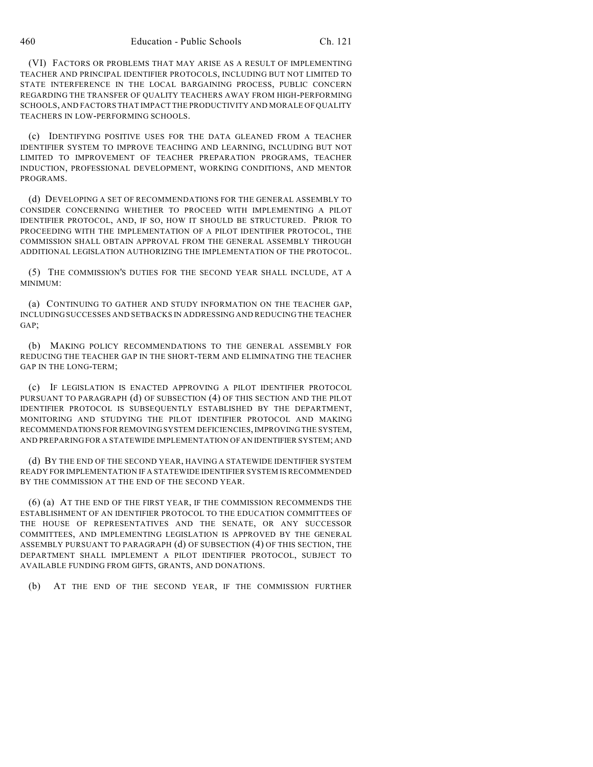(VI) FACTORS OR PROBLEMS THAT MAY ARISE AS A RESULT OF IMPLEMENTING TEACHER AND PRINCIPAL IDENTIFIER PROTOCOLS, INCLUDING BUT NOT LIMITED TO STATE INTERFERENCE IN THE LOCAL BARGAINING PROCESS, PUBLIC CONCERN REGARDING THE TRANSFER OF QUALITY TEACHERS AWAY FROM HIGH-PERFORMING SCHOOLS, AND FACTORS THAT IMPACT THE PRODUCTIVITY AND MORALE OF QUALITY TEACHERS IN LOW-PERFORMING SCHOOLS.

(c) IDENTIFYING POSITIVE USES FOR THE DATA GLEANED FROM A TEACHER IDENTIFIER SYSTEM TO IMPROVE TEACHING AND LEARNING, INCLUDING BUT NOT LIMITED TO IMPROVEMENT OF TEACHER PREPARATION PROGRAMS, TEACHER INDUCTION, PROFESSIONAL DEVELOPMENT, WORKING CONDITIONS, AND MENTOR PROGRAMS.

(d) DEVELOPING A SET OF RECOMMENDATIONS FOR THE GENERAL ASSEMBLY TO CONSIDER CONCERNING WHETHER TO PROCEED WITH IMPLEMENTING A PILOT IDENTIFIER PROTOCOL, AND, IF SO, HOW IT SHOULD BE STRUCTURED. PRIOR TO PROCEEDING WITH THE IMPLEMENTATION OF A PILOT IDENTIFIER PROTOCOL, THE COMMISSION SHALL OBTAIN APPROVAL FROM THE GENERAL ASSEMBLY THROUGH ADDITIONAL LEGISLATION AUTHORIZING THE IMPLEMENTATION OF THE PROTOCOL.

(5) THE COMMISSION'S DUTIES FOR THE SECOND YEAR SHALL INCLUDE, AT A MINIMUM:

(a) CONTINUING TO GATHER AND STUDY INFORMATION ON THE TEACHER GAP, INCLUDING SUCCESSES AND SETBACKS IN ADDRESSING AND REDUCING THE TEACHER GAP;

(b) MAKING POLICY RECOMMENDATIONS TO THE GENERAL ASSEMBLY FOR REDUCING THE TEACHER GAP IN THE SHORT-TERM AND ELIMINATING THE TEACHER GAP IN THE LONG-TERM;

(c) IF LEGISLATION IS ENACTED APPROVING A PILOT IDENTIFIER PROTOCOL PURSUANT TO PARAGRAPH (d) OF SUBSECTION (4) OF THIS SECTION AND THE PILOT IDENTIFIER PROTOCOL IS SUBSEQUENTLY ESTABLISHED BY THE DEPARTMENT, MONITORING AND STUDYING THE PILOT IDENTIFIER PROTOCOL AND MAKING RECOMMENDATIONS FOR REMOVING SYSTEM DEFICIENCIES, IMPROVING THE SYSTEM, AND PREPARING FOR A STATEWIDE IMPLEMENTATION OF AN IDENTIFIER SYSTEM; AND

(d) BY THE END OF THE SECOND YEAR, HAVING A STATEWIDE IDENTIFIER SYSTEM READY FOR IMPLEMENTATION IF A STATEWIDE IDENTIFIER SYSTEM IS RECOMMENDED BY THE COMMISSION AT THE END OF THE SECOND YEAR.

(6) (a) AT THE END OF THE FIRST YEAR, IF THE COMMISSION RECOMMENDS THE ESTABLISHMENT OF AN IDENTIFIER PROTOCOL TO THE EDUCATION COMMITTEES OF THE HOUSE OF REPRESENTATIVES AND THE SENATE, OR ANY SUCCESSOR COMMITTEES, AND IMPLEMENTING LEGISLATION IS APPROVED BY THE GENERAL ASSEMBLY PURSUANT TO PARAGRAPH (d) OF SUBSECTION (4) OF THIS SECTION, THE DEPARTMENT SHALL IMPLEMENT A PILOT IDENTIFIER PROTOCOL, SUBJECT TO AVAILABLE FUNDING FROM GIFTS, GRANTS, AND DONATIONS.

(b) AT THE END OF THE SECOND YEAR, IF THE COMMISSION FURTHER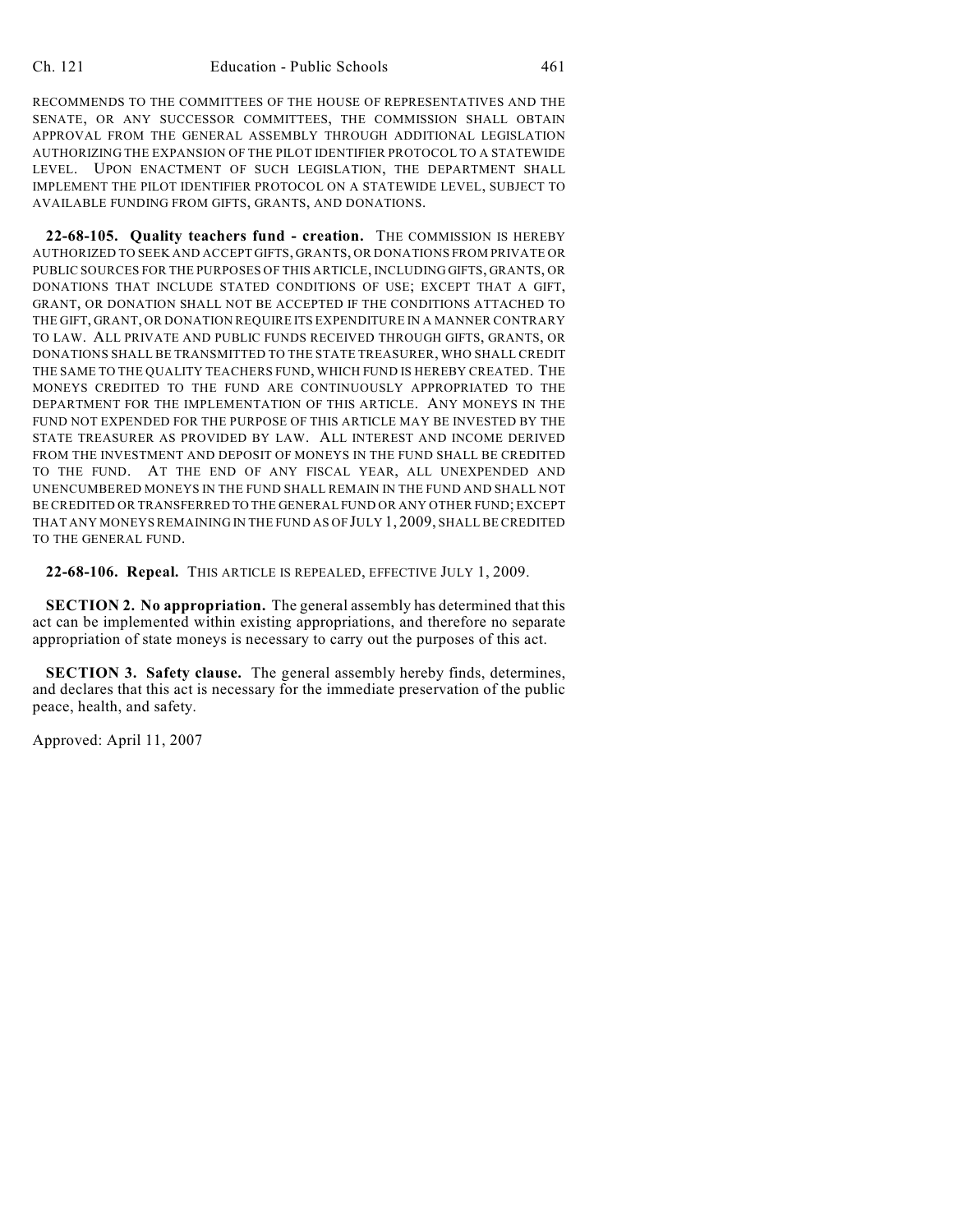RECOMMENDS TO THE COMMITTEES OF THE HOUSE OF REPRESENTATIVES AND THE SENATE, OR ANY SUCCESSOR COMMITTEES, THE COMMISSION SHALL OBTAIN APPROVAL FROM THE GENERAL ASSEMBLY THROUGH ADDITIONAL LEGISLATION AUTHORIZING THE EXPANSION OF THE PILOT IDENTIFIER PROTOCOL TO A STATEWIDE LEVEL. UPON ENACTMENT OF SUCH LEGISLATION, THE DEPARTMENT SHALL IMPLEMENT THE PILOT IDENTIFIER PROTOCOL ON A STATEWIDE LEVEL, SUBJECT TO AVAILABLE FUNDING FROM GIFTS, GRANTS, AND DONATIONS.

**22-68-105. Quality teachers fund - creation.** THE COMMISSION IS HEREBY AUTHORIZED TO SEEK AND ACCEPT GIFTS, GRANTS, OR DONATIONS FROM PRIVATE OR PUBLIC SOURCES FOR THE PURPOSES OF THIS ARTICLE, INCLUDING GIFTS, GRANTS, OR DONATIONS THAT INCLUDE STATED CONDITIONS OF USE; EXCEPT THAT A GIFT, GRANT, OR DONATION SHALL NOT BE ACCEPTED IF THE CONDITIONS ATTACHED TO THE GIFT, GRANT, OR DONATION REQUIRE ITS EXPENDITURE IN A MANNER CONTRARY TO LAW. ALL PRIVATE AND PUBLIC FUNDS RECEIVED THROUGH GIFTS, GRANTS, OR DONATIONS SHALL BE TRANSMITTED TO THE STATE TREASURER, WHO SHALL CREDIT THE SAME TO THE QUALITY TEACHERS FUND, WHICH FUND IS HEREBY CREATED. THE MONEYS CREDITED TO THE FUND ARE CONTINUOUSLY APPROPRIATED TO THE DEPARTMENT FOR THE IMPLEMENTATION OF THIS ARTICLE. ANY MONEYS IN THE FUND NOT EXPENDED FOR THE PURPOSE OF THIS ARTICLE MAY BE INVESTED BY THE STATE TREASURER AS PROVIDED BY LAW. ALL INTEREST AND INCOME DERIVED FROM THE INVESTMENT AND DEPOSIT OF MONEYS IN THE FUND SHALL BE CREDITED TO THE FUND. AT THE END OF ANY FISCAL YEAR, ALL UNEXPENDED AND UNENCUMBERED MONEYS IN THE FUND SHALL REMAIN IN THE FUND AND SHALL NOT BE CREDITED OR TRANSFERRED TO THE GENERAL FUND OR ANY OTHER FUND; EXCEPT THAT ANY MONEYS REMAINING IN THE FUND AS OF JULY 1, 2009, SHALL BE CREDITED TO THE GENERAL FUND.

**22-68-106. Repeal.** THIS ARTICLE IS REPEALED, EFFECTIVE JULY 1, 2009.

**SECTION 2. No appropriation.** The general assembly has determined that this act can be implemented within existing appropriations, and therefore no separate appropriation of state moneys is necessary to carry out the purposes of this act.

**SECTION 3. Safety clause.** The general assembly hereby finds, determines, and declares that this act is necessary for the immediate preservation of the public peace, health, and safety.

Approved: April 11, 2007